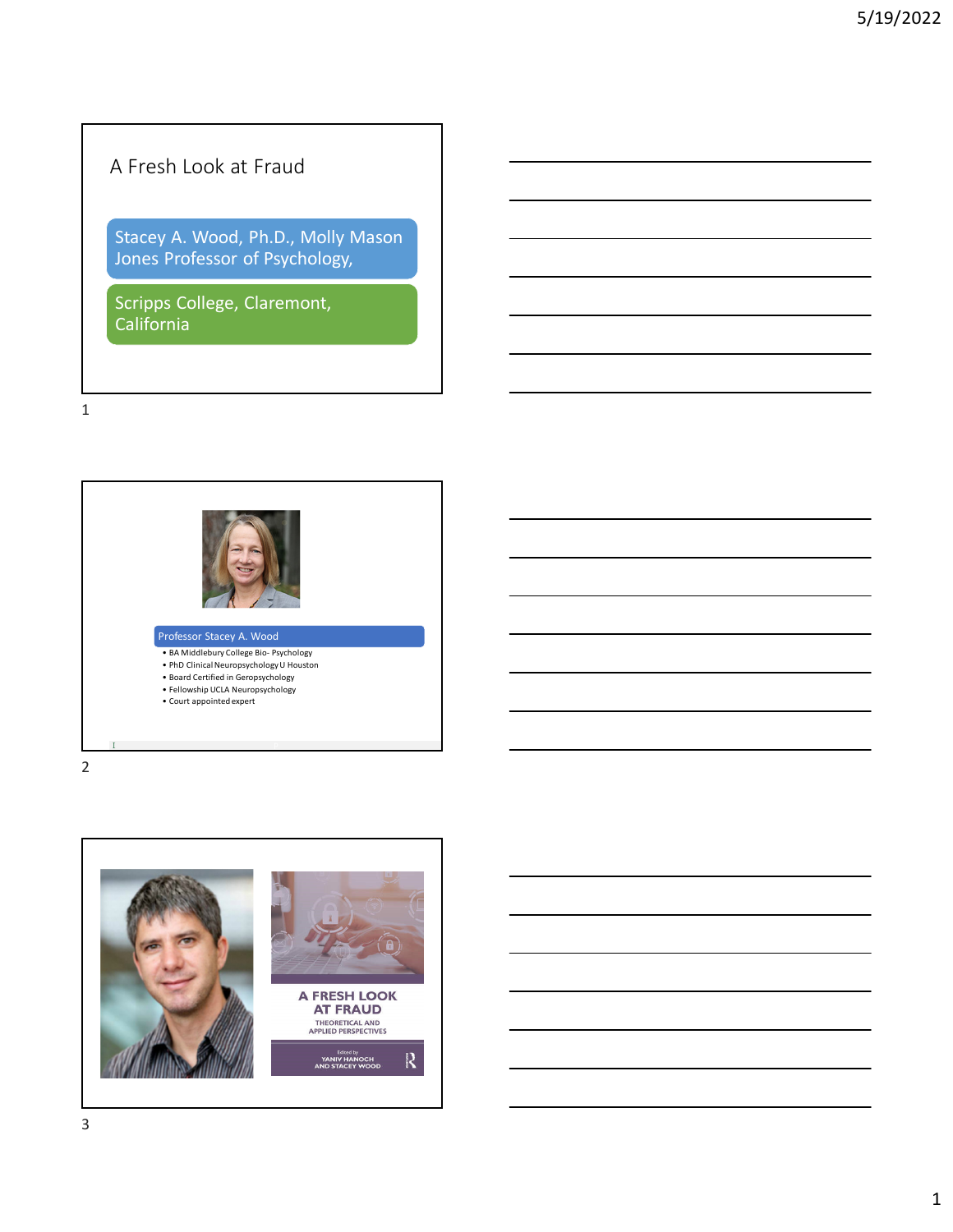# A Fresh Look at Fraud

Stacey A. Wood, Ph.D., Molly Mason Jones Professor of Psychology,

Scripps College, Claremont, California

---

**Professor Stacey A. Wood**

- BA Middlebury College Bio- Psychology
- PhD Clinical Neuropsychology U Houston
- Board Certified in Geropsychology
- Fellowship UCLA Neuropsychology
- Court appointed expert

---

A FRESH LOOK AT FRAUD

THEORETICAL AND APPLIED PERSPECTIVES

Edited by YANIV HANOCH AND STACEY WOOD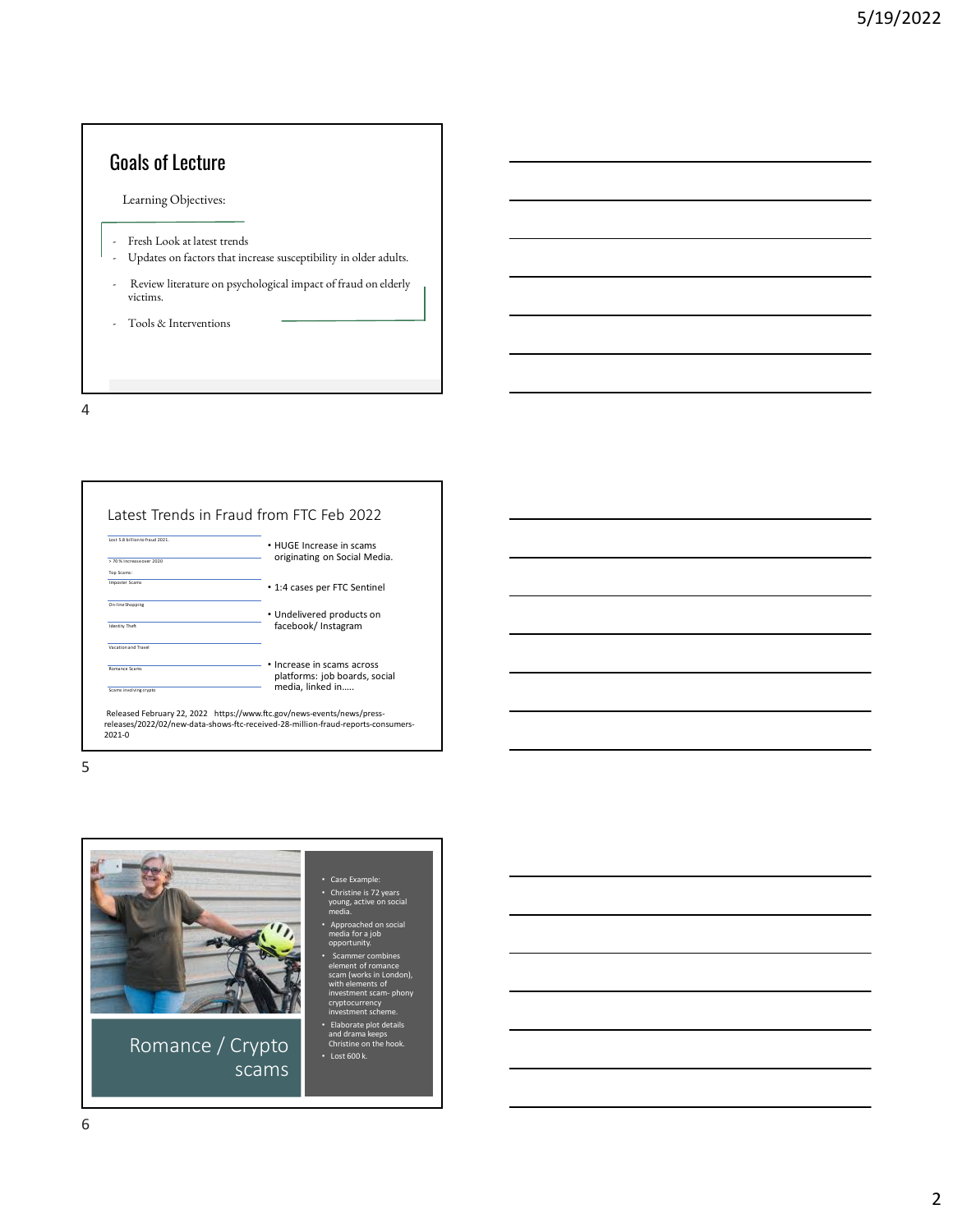## Goals of Lecture

Learning Objectives:

- Fresh Look at latest trends
- Updates on factors that increase susceptibility in older adults.
- Review literature on psychological impact of fraud on elderly victims.
- Tools & Interventions

## Latest Trends in Fraud from FTC Feb 2022

Lost 5.8 billion to fraud 2021.

> 70 % Increase over 2020

Top Scams:

- Imposter Scams
- On-line Shopping
- Identity Theft
- Vacation and Travel
- Romance Scams
- Scams involving crypto

- HUGE Increase in scams originating on Social Media.
- 1:4 cases per FTC Sentinel
- Undelivered products on facebook/ Instagram
- Increase in scams across platforms: job boards, social media, linked in…..

Released February 22, 2022 https://www.ftc.gov/news-events/news/press-releases/2022/02/new-data-shows-ftc-received-28-million-fraud-reports-consumers-2021-0

## Romance / Crypto scams

- Case Example:
- Christine is 72 years young, active on social media.
- Approached on social media for a job opportunity.
- Scammer combines element of romance scam (works in London), with elements of investment scam- phony cryptocurrency investment scheme.
- Elaborate plot details and drama keeps Christine on the hook.
- Lost 600 k.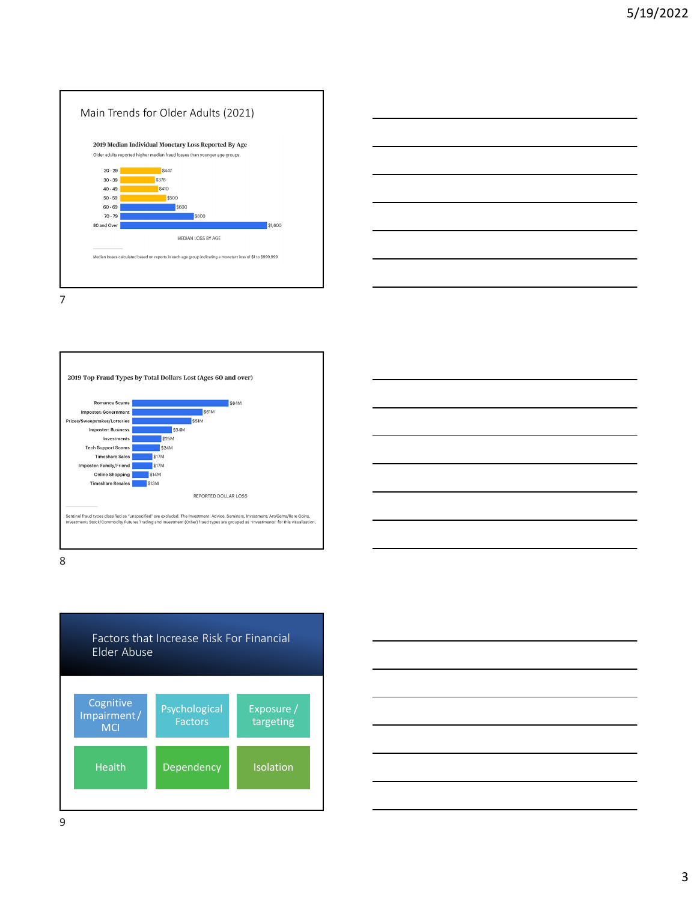## Main Trends for Older Adults (2021)

**2019 Median Individual Monetary Loss Reported By Age**

Older adults reported higher median fraud losses than younger age groups.

| Age | Median Loss |
|---|---|
| 20 - 29 | $447 |
| 30 - 39 | $378 |
| 40 - 49 | $410 |
| 50 - 59 | $500 |
| 60 - 69 | $600 |
| 70 - 79 | $800 |
| 80 and Over | $1,600 |

MEDIAN LOSS BY AGE

Median losses calculated based on reports in each age group indicating a monetary loss of $1 to $999,999

**2019 Top Fraud Types by Total Dollars Lost (Ages 60 and over)**

| Fraud Type | Reported Dollar Loss |
|---|---|
| Romance Scams | $84M |
| Imposter: Government | $61M |
| Prizes/Sweepstakes/Lotteries | $51M |
| Imposter: Business | $34M |
| Investments | $25M |
| Tech Support Scams | $24M |
| Timeshare Sales | $17M |
| Imposter: Family/Friend | $17M |
| Online Shopping | $14M |
| Timeshare Resales | $13M |

REPORTED DOLLAR LOSS

Sentinel fraud types classified as "unspecified" are excluded. The Investment: Advice, Seminars, Investment: Art/Gems/Rare Coins, Investment: Stock/Commodity Futures Trading and Investment (Other) fraud types are grouped as "Investments" for this visualization.

## Factors that Increase Risk For Financial Elder Abuse

- Cognitive Impairment / MCI
- Psychological Factors
- Exposure / targeting
- Health
- Dependency
- Isolation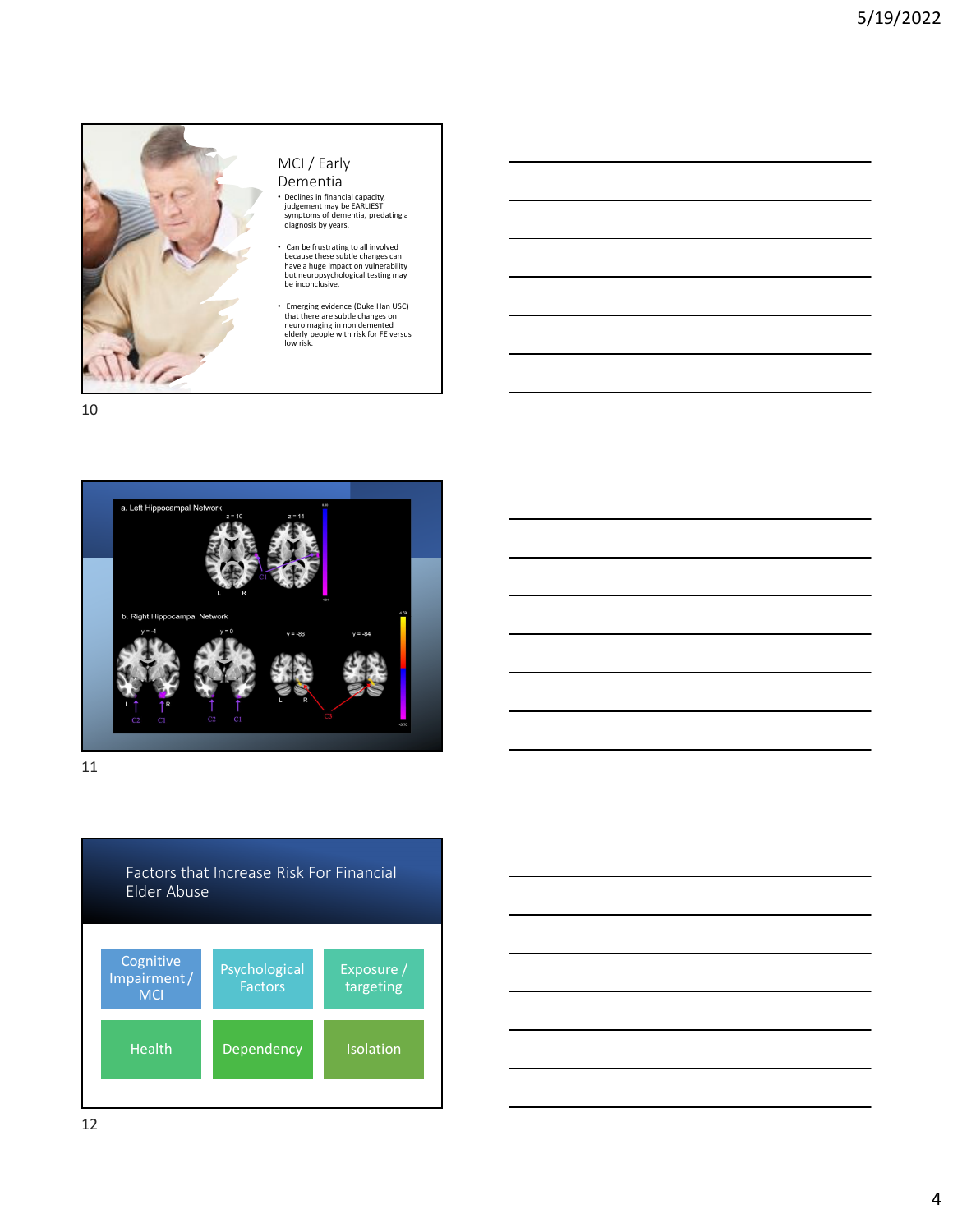## MCI / Early Dementia

- Declines in financial capacity, judgement may be EARLIEST symptoms of dementia, predating a diagnosis by years.
- Can be frustrating to all involved because these subtle changes can have a huge impact on vulnerability but neuropsychological testing may be inconclusive.
- Emerging evidence (Duke Han USC) that there are subtle changes on neuroimaging in non demented elderly people with risk for FE versus low risk.

a. Left Hippocampal Network

b. Right Hippocampal Network

## Factors that Increase Risk For Financial Elder Abuse

- Cognitive Impairment / MCI
- Psychological Factors
- Exposure / targeting
- Health
- Dependency
- Isolation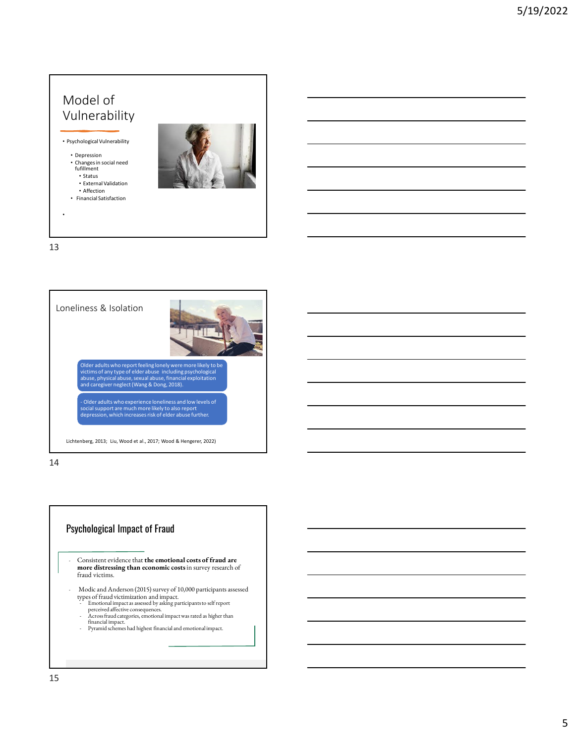## Model of Vulnerability

- Psychological Vulnerability
  - Depression
  - Changes in social need fulfillment
    - Status
    - External Validation
    - Affection
  - Financial Satisfaction

## Loneliness & Isolation

Older adults who report feeling lonely were more likely to be victims of any type of elder abuse including psychological abuse, physical abuse, sexual abuse, financial exploitation and caregiver neglect (Wang & Dong, 2018).

- Older adults who experience loneliness and low levels of social support are much more likely to also report depression, which increases risk of elder abuse further.

Lichtenberg, 2013; Liu, Wood et al., 2017; Wood & Hengerer, 2022)

## Psychological Impact of Fraud

- Consistent evidence that **the emotional costs of fraud are more distressing than economic costs** in survey research of fraud victims.
- Modic and Anderson (2015) survey of 10,000 participants assessed types of fraud victimization and impact.
  - Emotional impact as assessed by asking participants to self report perceived affective consequences.
  - Across fraud categories, emotional impact was rated as higher than financial impact.
  - Pyramid schemes had highest financial and emotional impact.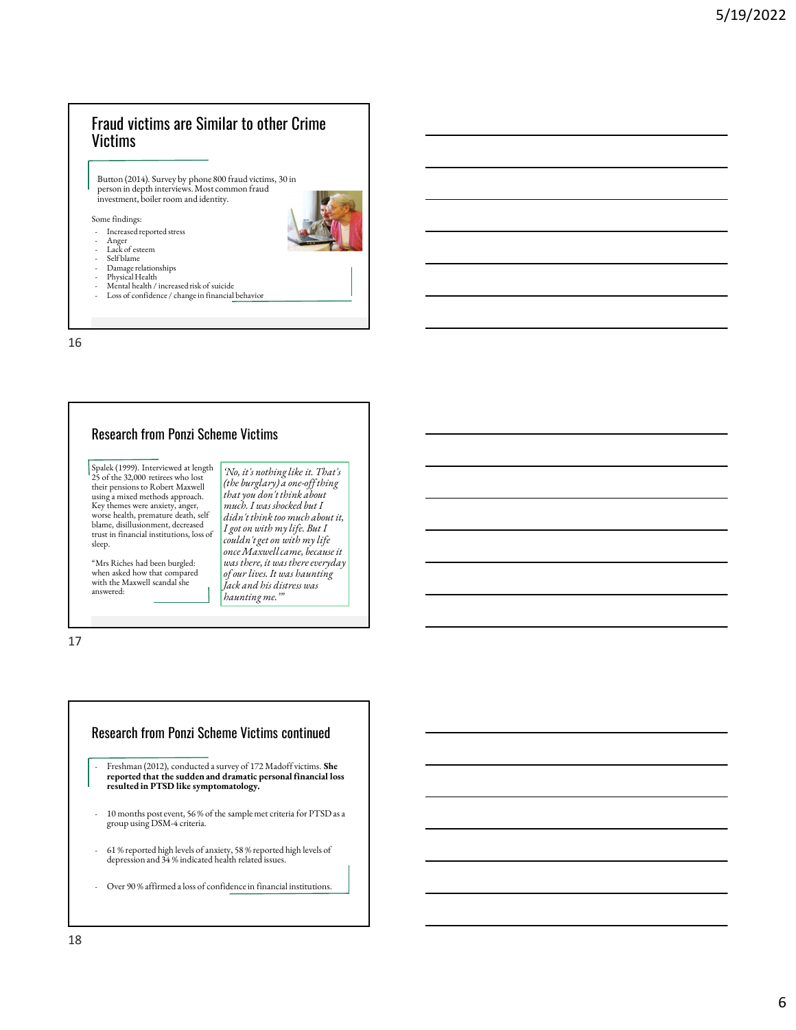## Fraud victims are Similar to other Crime Victims

Button (2014). Survey by phone 800 fraud victims, 30 in person in depth interviews. Most common fraud investment, boiler room and identity.

Some findings:

- Increased reported stress
- Anger
- Lack of esteem
- Self blame
- Damage relationships
- Physical Health
- Mental health / increased risk of suicide
- Loss of confidence / change in financial behavior

## Research from Ponzi Scheme Victims

Spalek (1999). Interviewed at length 25 of the 32,000 retirees who lost their pensions to Robert Maxwell using a mixed methods approach. Key themes were anxiety, anger, worse health, premature death, self blame, disillusionment, decreased trust in financial institutions, loss of sleep.

"Mrs Riches had been burgled: when asked how that compared with the Maxwell scandal she answered:

*'No, it's nothing like it. That's (the burglary) a one-off thing that you don't think about much. I was shocked but I didn't think too much about it, I got on with my life. But I couldn't get on with my life once Maxwell came, because it was there, it was there everyday of our lives. It was haunting Jack and his distress was haunting me.'"*

## Research from Ponzi Scheme Victims continued

- Freshman (2012), conducted a survey of 172 Madoff victims. **She reported that the sudden and dramatic personal financial loss resulted in PTSD like symptomatology.**
- 10 months post event, 56 % of the sample met criteria for PTSD as a group using DSM-4 criteria.
- 61 % reported high levels of anxiety, 58 % reported high levels of depression and 34 % indicated health related issues.
- Over 90 % affirmed a loss of confidence in financial institutions.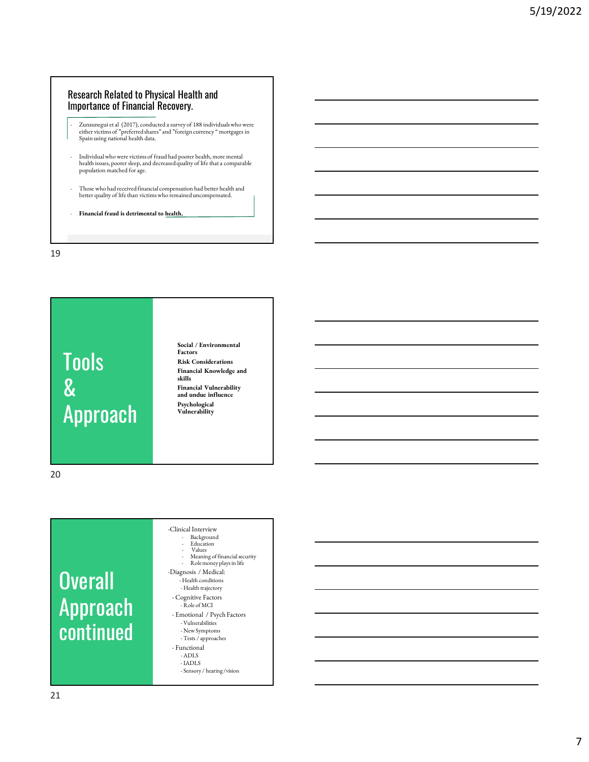## Research Related to Physical Health and Importance of Financial Recovery.

- Zunzunegui et al (2017), conducted a survey of 188 individuals who were either victims of "preferred shares" and "foreign currency " mortgages in Spain using national health data.
- Individual who were victims of fraud had poorer health, more mental health issues, poorer sleep, and decreased quality of life that a comparable population matched for age.
- Those who had received financial compensation had better health and better quality of life than victims who remained uncompensated.
- **Financial fraud is detrimental to health.**

## Tools & Approach

**Social / Environmental Factors**

**Risk Considerations**

**Financial Knowledge and skills**

**Financial Vulnerability and undue influence**

**Psychological Vulnerability**

## Overall Approach continued

- Clinical Interview
  - Background
  - Education
  - Values
  - Meaning of financial security
  - Role money plays in life
- Diagnosis / Medical:
  - Health conditions
  - Health trajectory
- Cognitive Factors
  - Role of MCI
- Emotional / Psych Factors
  - Vulnerabilities
  - New Symptoms
  - Tests / approaches
- Functional
  - ADLS
  - IADLS
  - Sensory / hearing / vision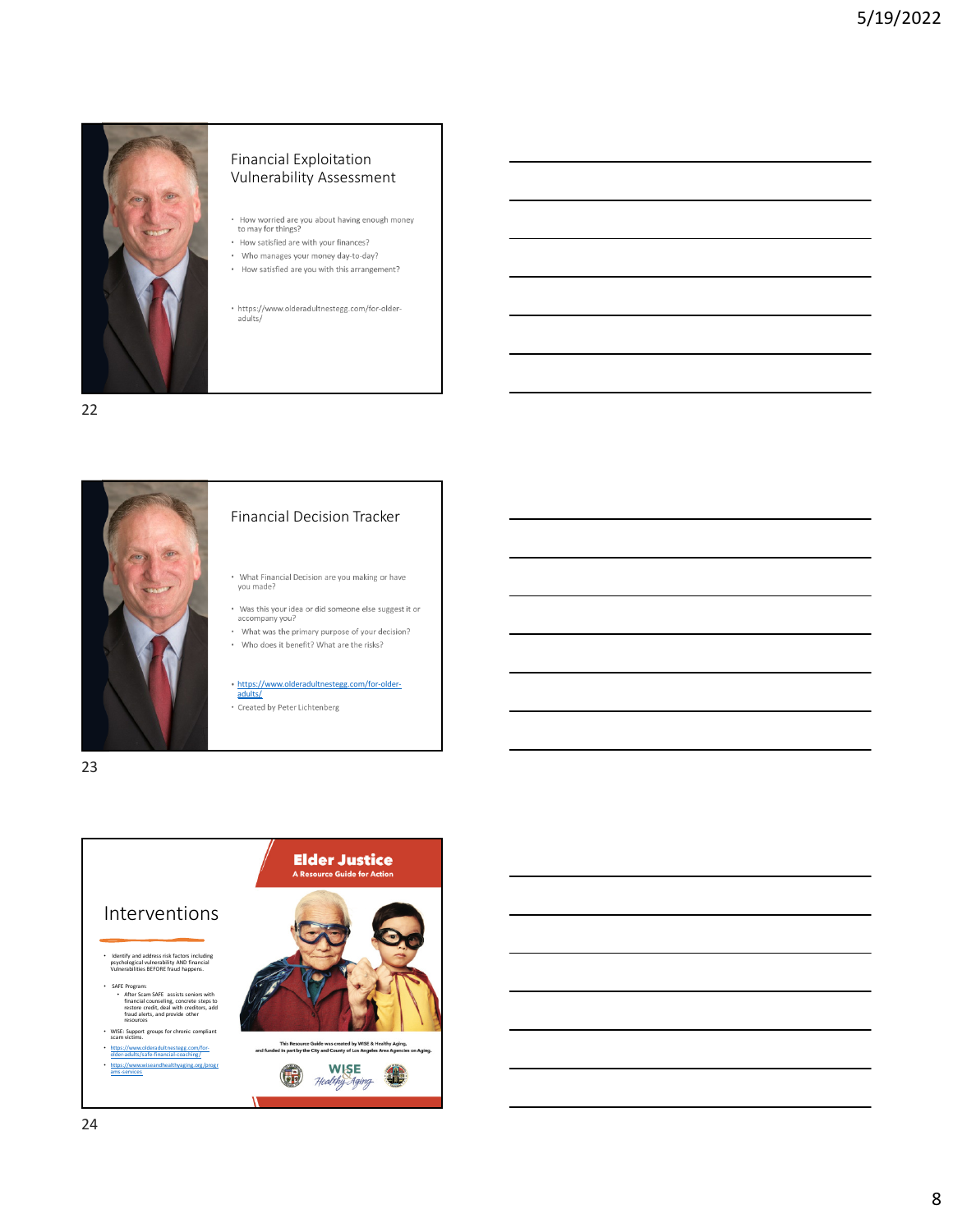## Financial Exploitation Vulnerability Assessment

- How worried are you about having enough money to may for things?
- How satisfied are with your finances?
- Who manages your money day-to-day?
- How satisfied are you with this arrangement?

- https://www.olderadultnestegg.com/for-older-adults/

## Financial Decision Tracker

- What Financial Decision are you making or have you made?
- Was this your idea or did someone else suggest it or accompany you?
- What was the primary purpose of your decision?
- Who does it benefit? What are the risks?

- https://www.olderadultnestegg.com/for-older-adults/
- Created by Peter Lichtenberg

## Interventions

- Identify and address risk factors including psychological vulnerability AND financial Vulnerabilities BEFORE fraud happens.
- SAFE Program:
  - After Scam SAFE assists seniors with financial counseling, concrete steps to restore credit, deal with creditors, add fraud alerts, and provide other resources
- WISE: Support groups for chronic compliant scam victims.
- https://www.olderadultnestegg.com/for-older-adults/safe-financial-coaching/
- https://www.wiseandhealthyaging.org/programs-services

**Elder Justice**
A Resource Guide for Action

This Resource Guide was created by WISE & Healthy Aging, and funded in part by the City and County of Los Angeles Area Agencies on Aging.

WISE Healthy Aging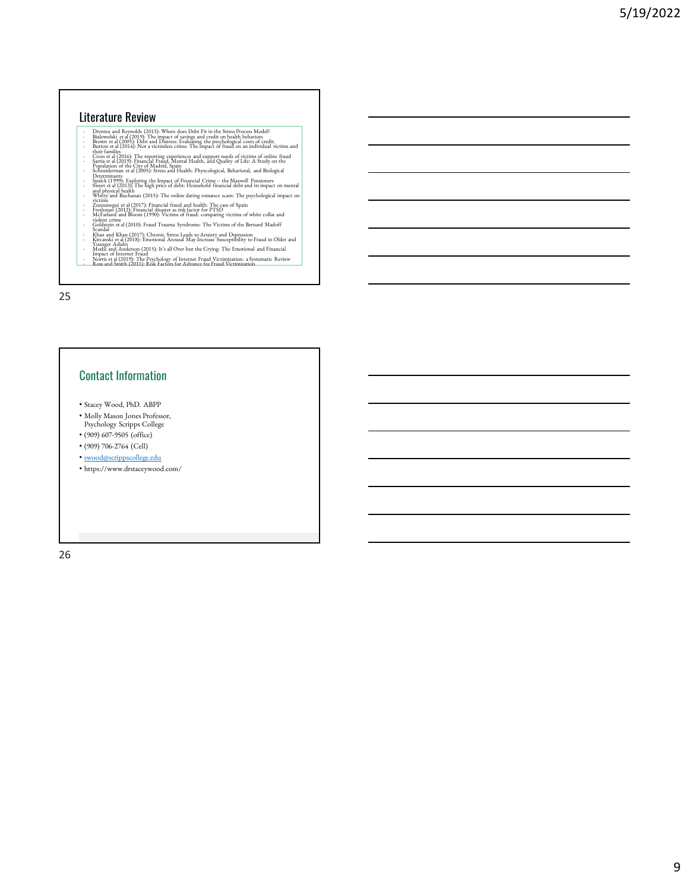## Literature Review

- Drentea and Reynolds (2015): Where does Debt Fit in the Stress Process Model?
- Bialowolski et al (2019): The impact of savings and credit on health behaviors
- Brown et al (2005): Debt and Distress: Evaluating the psychological costs of credit.
- Button et al (2014): Not a victimless crime: The impact of fraud on an individual victims and their families
- Cross et al (2016): The reporting experiences and support needs of victims of online fraud
- Sarria et al (2019): Financial Fraud, Mental Health, and Quality of Life: A Study on the Population of the City of Madrid, Spain
- Schneiderman et al (2005): Stress and Health: Physcological, Behavioral, and Biological Determinants
- Spalek (1999): Exploring the Impact of Financial Crime -- the Maxwell Pensioners
- Sweet et al (2013): The high price of debt: Household financial debt and its impact on mental and physical health
- Whitty and Buchanan (2015): The online dating romance scam: The psychological impact on victims
- Zunzunegui et al (2017): Financial fraud and health: The case of Spain
- Freshman (2012): Financial disaster as risk factor for PTSD
- McFarland and Bloom (1990): Victims of fraud: comparing victims of white collar and violent crime
- Goldstein et al (2010): Fraud Trauma Syndrome: The Victims of the Bernard Madoff Scandal
- Khan and Khan (2017): Chronic Stress Leads to Anxiety and Depression
- Kircanski et al (2018): Emotional Arousal May Increase Susceptibility to Fraud in Older and Younger Adults
- Modic and Anderson (2015): It's all Over but the Crying: The Emotional and Financial Impact of Internet Fraud
- Norris et al (2019): The Psychology of Internet Fraud Victimization: a Systematic Review
- Ross and Smith (2011): Risk Factors for Advance fee Fraud Victimization

## Contact Information

- Stacey Wood, PhD. ABPP
- Molly Mason Jones Professor, Psychology Scripps College
- (909) 607-9505 (office)
- (909) 706-2764 (Cell)
- swood@scrippscollege.edu
- https://www.drstaceywood.com/